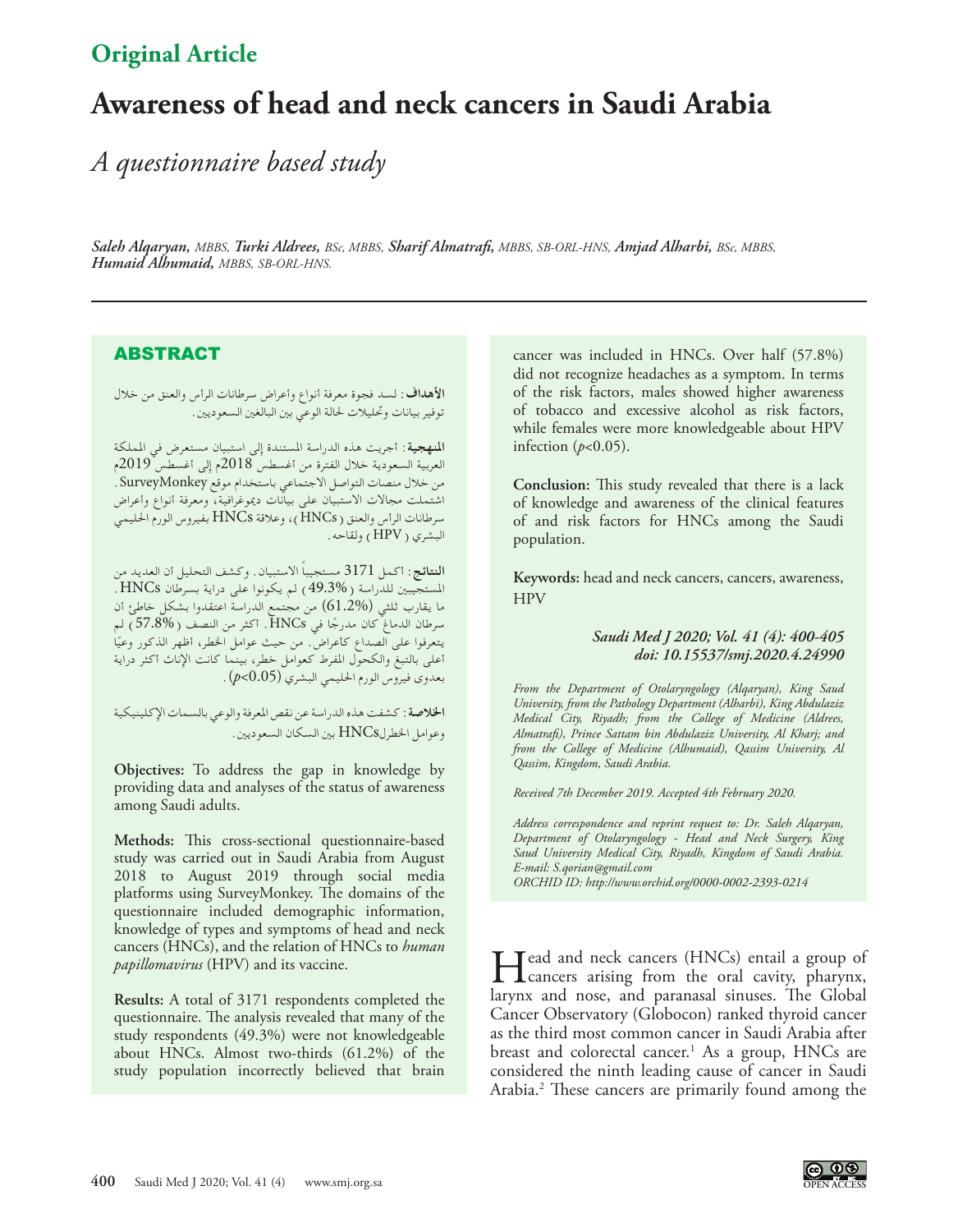**Original Article**

# Awareness of head and neck cancers in Saudi Arabia

## *A questionnaire based study*

***Saleh Alqaryan,** MBBS,* ***Turki Aldrees,** BSc, MBBS,* ***Sharif Almatrafi,** MBBS, SB-ORL-HNS,* ***Amjad Alharbi,** BSc, MBBS,* ***Humaid Alhumaid,** MBBS, SB-ORL-HNS.*

## ABSTRACT

**الأهداف:** لسد فجوة معرفة أنواع وأعراض سرطانات الرأس والعنق من خلال توفير بيانات وتحليلات لحالة الوعي بين البالغين السعوديين.

**المنهجية:** أجريت هذه الدراسة المستندة إلى استبيان مستعرض في المملكة العربية السعودية خلال الفترة من أغسطس 2018م إلى أغسطس 2019م من خلال منصات التواصل الاجتماعي باستخدام موقع SurveyMonkey. اشتملت مجالات الاستبيان على بيانات ديموغرافية، ومعرفة أنواع وأعراض سرطانات الرأس والعنق (HNCs)، وعلاقة HNCs بفيروس الورم الحليمي البشري (HPV) ولقاحه.

**النتائج:** أكمل 3171 مستجيباً الاستبيان. وكشف التحليل أن العديد من المستجيبين للدراسة (49.3%) لم يكونوا على دراية بسرطان HNCs. ما يقارب ثلثي (61.2%) من مجتمع الدراسة اعتقدوا بشكل خاطئ أن سرطان الدماغ كان مدرجًا في HNCs. أكثر من النصف (57.8%) لم يتعرفوا على الصداع كأعراض. من حيث عوامل الخطر، أظهر الذكور وعيًا أعلى بالتبغ والكحول المفرط كعوامل خطر، بينما كانت الإناث أكثر دراية بعدوى فيروس الورم الحليمي البشري ($p<0.05$).

**الخلاصة:** كشفت هذه الدراسة عن نقص المعرفة والوعي بالسمات الإكلينيكية وعوامل الخطرHNCs بين السكان السعوديين.

**Objectives:** To address the gap in knowledge by providing data and analyses of the status of awareness among Saudi adults.

**Methods:** This cross-sectional questionnaire-based study was carried out in Saudi Arabia from August 2018 to August 2019 through social media platforms using SurveyMonkey. The domains of the questionnaire included demographic information, knowledge of types and symptoms of head and neck cancers (HNCs), and the relation of HNCs to *human papillomavirus* (HPV) and its vaccine.

**Results:** A total of 3171 respondents completed the questionnaire. The analysis revealed that many of the study respondents (49.3%) were not knowledgeable about HNCs. Almost two-thirds (61.2%) of the study population incorrectly believed that brain cancer was included in HNCs. Over half (57.8%) did not recognize headaches as a symptom. In terms of the risk factors, males showed higher awareness of tobacco and excessive alcohol as risk factors, while females were more knowledgeable about HPV infection ($p<0.05$).

**Conclusion:** This study revealed that there is a lack of knowledge and awareness of the clinical features of and risk factors for HNCs among the Saudi population.

**Keywords:** head and neck cancers, cancers, awareness, HPV

***Saudi Med J 2020; Vol. 41 (4): 400-405***
***doi: 10.15537/smj.2020.4.24990***

*From the Department of Otolaryngology (Alqaryan), King Saud University, from the Pathology Department (Alharbi), King Abdulaziz Medical City, Riyadh; from the College of Medicine (Aldrees, Almatrafi), Prince Sattam bin Abdulaziz University, Al Kharj; and from the College of Medicine (Alhumaid), Qassim University, Al Qassim, Kingdom, Saudi Arabia.*

*Received 7th December 2019. Accepted 4th February 2020.*

*Address correspondence and reprint request to: Dr. Saleh Alqaryan, Department of Otolaryngology - Head and Neck Surgery, King Saud University Medical City, Riyadh, Kingdom of Saudi Arabia. E-mail: S.qorian@gmail.com*
*ORCHID ID: http://www.orchid.org/0000-0002-2393-0214*

Head and neck cancers (HNCs) entail a group of cancers arising from the oral cavity, pharynx, larynx and nose, and paranasal sinuses. The Global Cancer Observatory (Globocon) ranked thyroid cancer as the third most common cancer in Saudi Arabia after breast and colorectal cancer.[1] As a group, HNCs are considered the ninth leading cause of cancer in Saudi Arabia.[2] These cancers are primarily found among the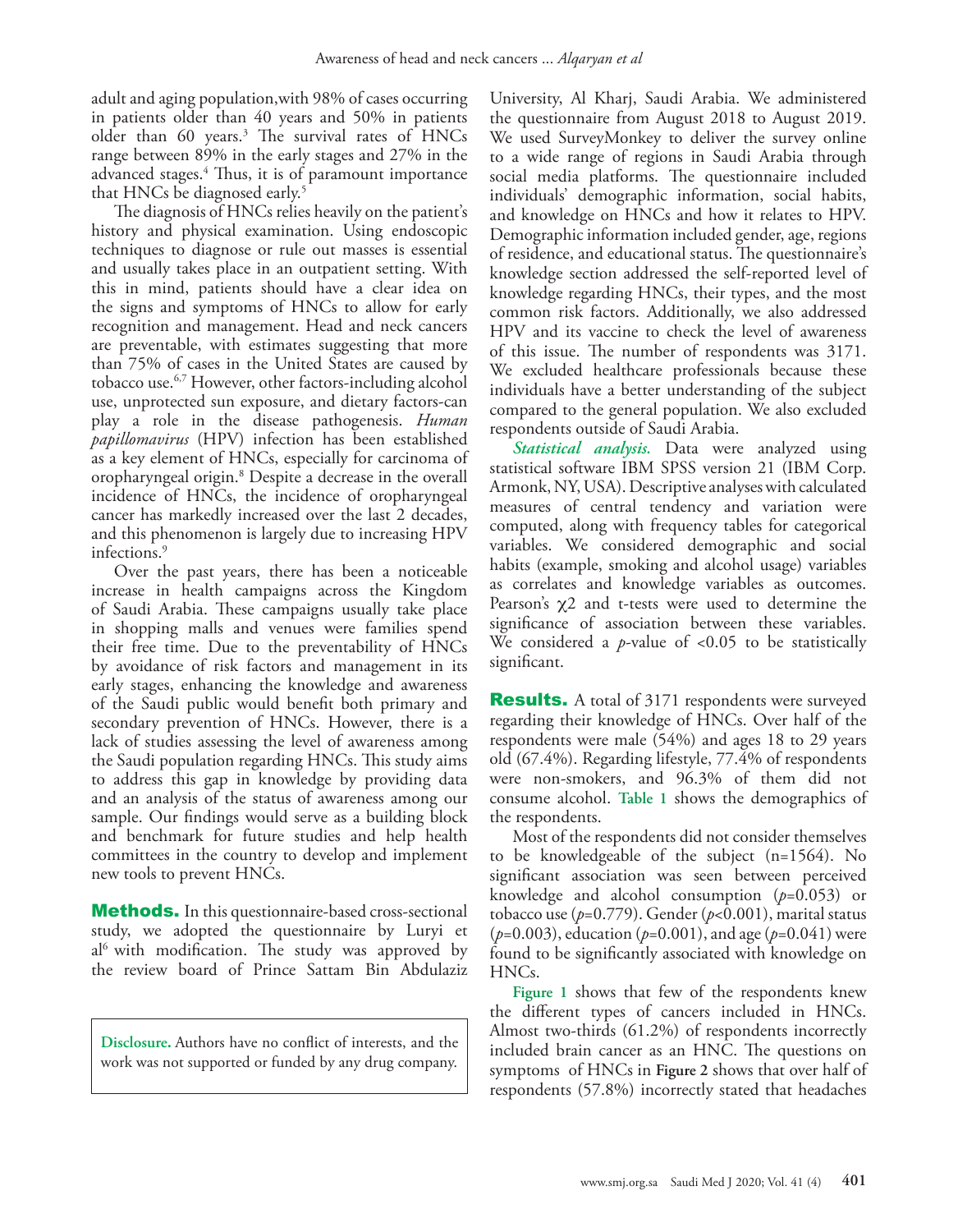adult and aging population,with 98% of cases occurring in patients older than 40 years and 50% in patients older than 60 years.[3] The survival rates of HNCs range between 89% in the early stages and 27% in the advanced stages.[4] Thus, it is of paramount importance that HNCs be diagnosed early.[5]

The diagnosis of HNCs relies heavily on the patient's history and physical examination. Using endoscopic techniques to diagnose or rule out masses is essential and usually takes place in an outpatient setting. With this in mind, patients should have a clear idea on the signs and symptoms of HNCs to allow for early recognition and management. Head and neck cancers are preventable, with estimates suggesting that more than 75% of cases in the United States are caused by tobacco use.[6,7] However, other factors-including alcohol use, unprotected sun exposure, and dietary factors-can play a role in the disease pathogenesis. *Human papillomavirus* (HPV) infection has been established as a key element of HNCs, especially for carcinoma of oropharyngeal origin.[8] Despite a decrease in the overall incidence of HNCs, the incidence of oropharyngeal cancer has markedly increased over the last 2 decades, and this phenomenon is largely due to increasing HPV infections.[9]

Over the past years, there has been a noticeable increase in health campaigns across the Kingdom of Saudi Arabia. These campaigns usually take place in shopping malls and venues were families spend their free time. Due to the preventability of HNCs by avoidance of risk factors and management in its early stages, enhancing the knowledge and awareness of the Saudi public would benefit both primary and secondary prevention of HNCs. However, there is a lack of studies assessing the level of awareness among the Saudi population regarding HNCs. This study aims to address this gap in knowledge by providing data and an analysis of the status of awareness among our sample. Our findings would serve as a building block and benchmark for future studies and help health committees in the country to develop and implement new tools to prevent HNCs.

## Methods.

In this questionnaire-based cross-sectional study, we adopted the questionnaire by Luryi et al[6] with modification. The study was approved by the review board of Prince Sattam Bin Abdulaziz University, Al Kharj, Saudi Arabia. We administered the questionnaire from August 2018 to August 2019. We used SurveyMonkey to deliver the survey online to a wide range of regions in Saudi Arabia through social media platforms. The questionnaire included individuals' demographic information, social habits, and knowledge on HNCs and how it relates to HPV. Demographic information included gender, age, regions of residence, and educational status. The questionnaire's knowledge section addressed the self-reported level of knowledge regarding HNCs, their types, and the most common risk factors. Additionally, we also addressed HPV and its vaccine to check the level of awareness of this issue. The number of respondents was 3171. We excluded healthcare professionals because these individuals have a better understanding of the subject compared to the general population. We also excluded respondents outside of Saudi Arabia.

***Statistical analysis.*** Data were analyzed using statistical software IBM SPSS version 21 (IBM Corp. Armonk, NY, USA). Descriptive analyses with calculated measures of central tendency and variation were computed, along with frequency tables for categorical variables. We considered demographic and social habits (example, smoking and alcohol usage) variables as correlates and knowledge variables as outcomes. Pearson's $\chi 2$ and t-tests were used to determine the significance of association between these variables. We considered a $p$-value of <0.05 to be statistically significant.

**Disclosure.** Authors have no conflict of interests, and the work was not supported or funded by any drug company.

## Results.

A total of 3171 respondents were surveyed regarding their knowledge of HNCs. Over half of the respondents were male (54%) and ages 18 to 29 years old (67.4%). Regarding lifestyle, 77.4% of respondents were non-smokers, and 96.3% of them did not consume alcohol. **Table 1** shows the demographics of the respondents.

Most of the respondents did not consider themselves to be knowledgeable of the subject (n=1564). No significant association was seen between perceived knowledge and alcohol consumption ($p$=0.053) or tobacco use ($p$=0.779). Gender ($p$<0.001), marital status ($p$=0.003), education ($p$=0.001), and age ($p$=0.041) were found to be significantly associated with knowledge on HNCs.

**Figure 1** shows that few of the respondents knew the different types of cancers included in HNCs. Almost two-thirds (61.2%) of respondents incorrectly included brain cancer as an HNC. The questions on symptoms of HNCs in **Figure 2** shows that over half of respondents (57.8%) incorrectly stated that headaches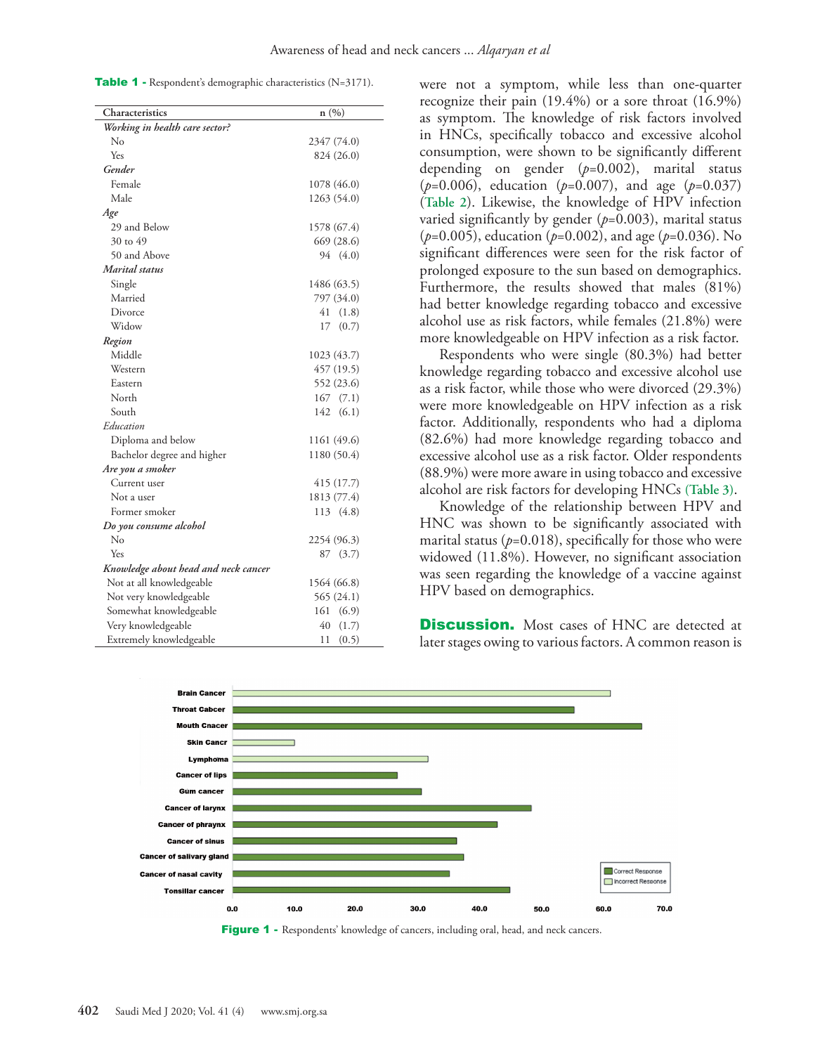**Table 1 -** Respondent's demographic characteristics (N=3171).

| Characteristics | n (%) |
|---|---|
| *Working in health care sector?* | |
| No | 2347 (74.0) |
| Yes | 824 (26.0) |
| *Gender* | |
| Female | 1078 (46.0) |
| Male | 1263 (54.0) |
| *Age* | |
| 29 and Below | 1578 (67.4) |
| 30 to 49 | 669 (28.6) |
| 50 and Above | 94 (4.0) |
| *Marital status* | |
| Single | 1486 (63.5) |
| Married | 797 (34.0) |
| Divorce | 41 (1.8) |
| Widow | 17 (0.7) |
| *Region* | |
| Middle | 1023 (43.7) |
| Western | 457 (19.5) |
| Eastern | 552 (23.6) |
| North | 167 (7.1) |
| South | 142 (6.1) |
| *Education* | |
| Diploma and below | 1161 (49.6) |
| Bachelor degree and higher | 1180 (50.4) |
| *Are you a smoker* | |
| Current user | 415 (17.7) |
| Not a user | 1813 (77.4) |
| Former smoker | 113 (4.8) |
| *Do you consume alcohol* | |
| No | 2254 (96.3) |
| Yes | 87 (3.7) |
| *Knowledge about head and neck cancer* | |
| Not at all knowledgeable | 1564 (66.8) |
| Not very knowledgeable | 565 (24.1) |
| Somewhat knowledgeable | 161 (6.9) |
| Very knowledgeable | 40 (1.7) |
| Extremely knowledgeable | 11 (0.5) |

were not a symptom, while less than one-quarter recognize their pain (19.4%) or a sore throat (16.9%) as symptom. The knowledge of risk factors involved in HNCs, specifically tobacco and excessive alcohol consumption, were shown to be significantly different depending on gender ($p$=0.002), marital status ($p$=0.006), education ($p$=0.007), and age ($p$=0.037) (Table 2). Likewise, the knowledge of HPV infection varied significantly by gender ($p$=0.003), marital status ($p$=0.005), education ($p$=0.002), and age ($p$=0.036). No significant differences were seen for the risk factor of prolonged exposure to the sun based on demographics. Furthermore, the results showed that males (81%) had better knowledge regarding tobacco and excessive alcohol use as risk factors, while females (21.8%) were more knowledgeable on HPV infection as a risk factor.

Respondents who were single (80.3%) had better knowledge regarding tobacco and excessive alcohol use as a risk factor, while those who were divorced (29.3%) were more knowledgeable on HPV infection as a risk factor. Additionally, respondents who had a diploma (82.6%) had more knowledge regarding tobacco and excessive alcohol use as a risk factor. Older respondents (88.9%) were more aware in using tobacco and excessive alcohol are risk factors for developing HNCs (Table 3).

Knowledge of the relationship between HPV and HNC was shown to be significantly associated with marital status ($p$=0.018), specifically for those who were widowed (11.8%). However, no significant association was seen regarding the knowledge of a vaccine against HPV based on demographics.

## Discussion.

Most cases of HNC are detected at later stages owing to various factors. A common reason is

**Figure 1 -** Respondents' knowledge of cancers, including oral, head, and neck cancers.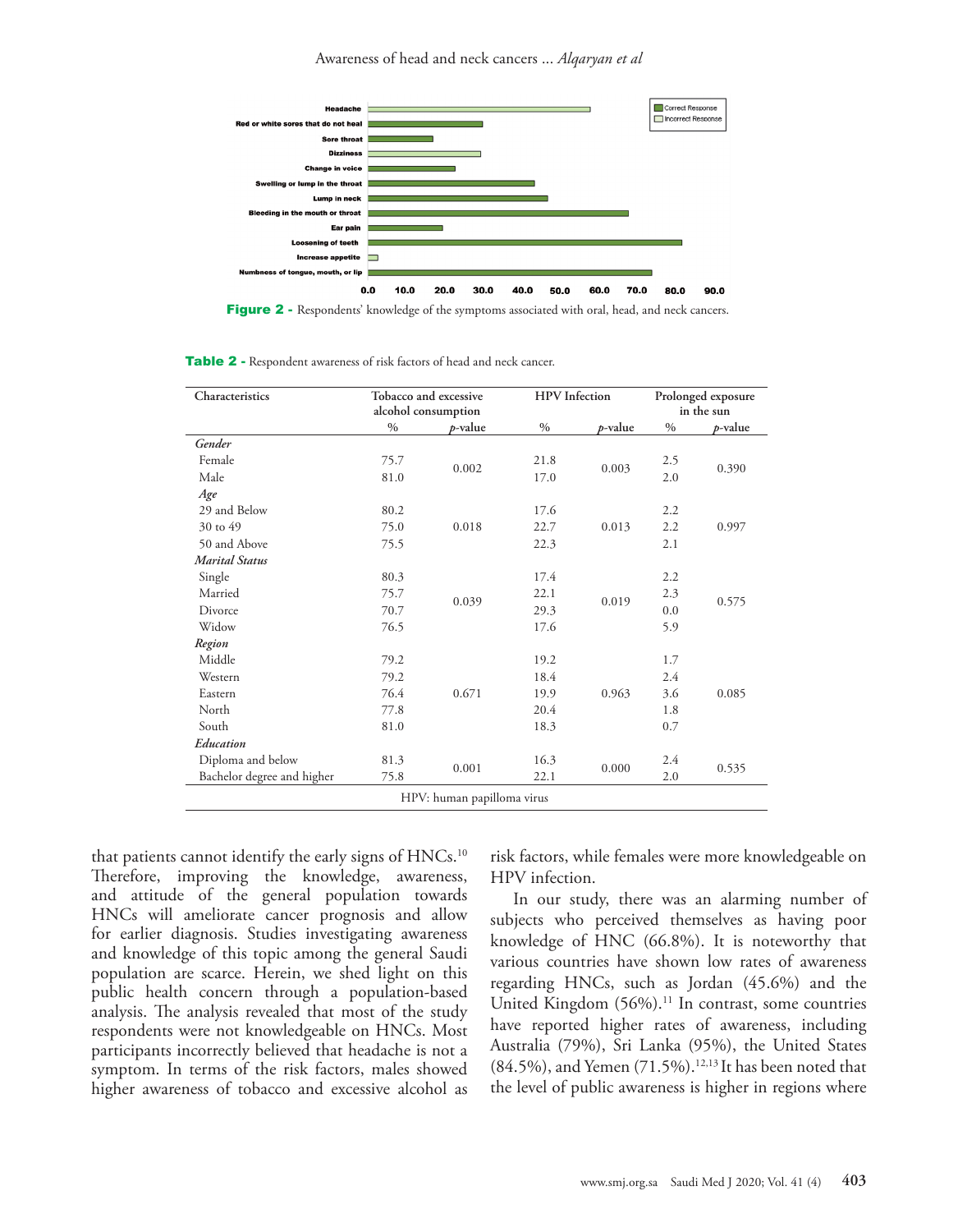Figure 2 - Respondents' knowledge of the symptoms associated with oral, head, and neck cancers.

**Table 2** - Respondent awareness of risk factors of head and neck cancer.

| Characteristics | Tobacco and excessive alcohol consumption | | HPV Infection | | Prolonged exposure in the sun | |
|---|---|---|---|---|---|---|
| | % | *p*-value | % | *p*-value | % | *p*-value |
| ***Gender*** | | | | | | |
| Female | 75.7 | 0.002 | 21.8 | 0.003 | 2.5 | 0.390 |
| Male | 81.0 | | 17.0 | | 2.0 | |
| ***Age*** | | | | | | |
| 29 and Below | 80.2 | 0.018 | 17.6 | 0.013 | 2.2 | 0.997 |
| 30 to 49 | 75.0 | | 22.7 | | 2.2 | |
| 50 and Above | 75.5 | | 22.3 | | 2.1 | |
| ***Marital Status*** | | | | | | |
| Single | 80.3 | 0.039 | 17.4 | 0.019 | 2.2 | 0.575 |
| Married | 75.7 | | 22.1 | | 2.3 | |
| Divorce | 70.7 | | 29.3 | | 0.0 | |
| Widow | 76.5 | | 17.6 | | 5.9 | |
| ***Region*** | | | | | | |
| Middle | 79.2 | 0.671 | 19.2 | 0.963 | 1.7 | 0.085 |
| Western | 79.2 | | 18.4 | | 2.4 | |
| Eastern | 76.4 | | 19.9 | | 3.6 | |
| North | 77.8 | | 20.4 | | 1.8 | |
| South | 81.0 | | 18.3 | | 0.7 | |
| ***Education*** | | | | | | |
| Diploma and below | 81.3 | 0.001 | 16.3 | 0.000 | 2.4 | 0.535 |
| Bachelor degree and higher | 75.8 | | 22.1 | | 2.0 | |

HPV: human papilloma virus

that patients cannot identify the early signs of HNCs.[10] Therefore, improving the knowledge, awareness, and attitude of the general population towards HNCs will ameliorate cancer prognosis and allow for earlier diagnosis. Studies investigating awareness and knowledge of this topic among the general Saudi population are scarce. Herein, we shed light on this public health concern through a population-based analysis. The analysis revealed that most of the study respondents were not knowledgeable on HNCs. Most participants incorrectly believed that headache is not a symptom. In terms of the risk factors, males showed higher awareness of tobacco and excessive alcohol as risk factors, while females were more knowledgeable on HPV infection.

In our study, there was an alarming number of subjects who perceived themselves as having poor knowledge of HNC (66.8%). It is noteworthy that various countries have shown low rates of awareness regarding HNCs, such as Jordan (45.6%) and the United Kingdom (56%).[11] In contrast, some countries have reported higher rates of awareness, including Australia (79%), Sri Lanka (95%), the United States (84.5%), and Yemen (71.5%).[12,13] It has been noted that the level of public awareness is higher in regions where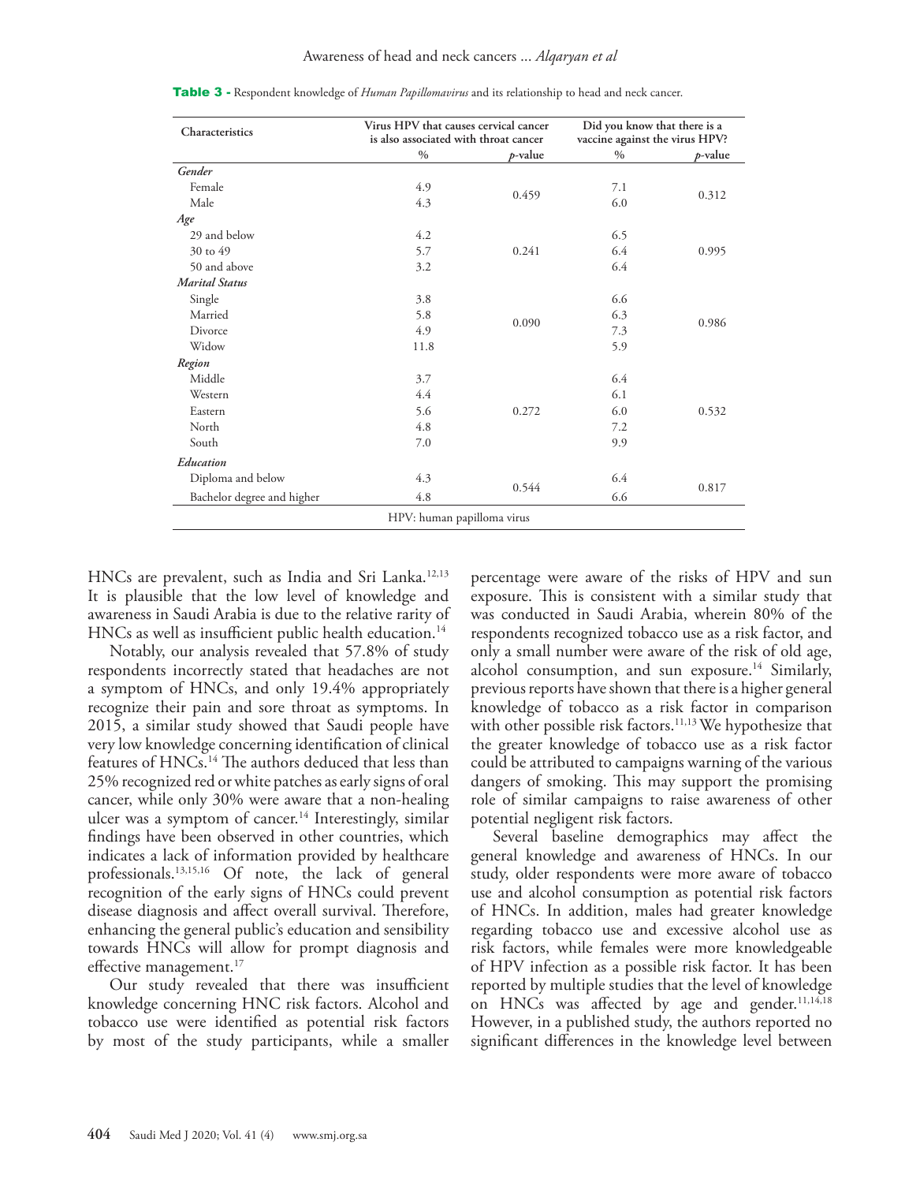**Table 3 -** Respondent knowledge of *Human Papillomavirus* and its relationship to head and neck cancer.

| Characteristics | Virus HPV that causes cervical cancer is also associated with throat cancer | | Did you know that there is a vaccine against the virus HPV? | |
|---|---|---|---|---|
| | % | *p*-value | % | *p*-value |
| ***Gender*** | | | | |
| Female | 4.9 | 0.459 | 7.1 | 0.312 |
| Male | 4.3 | | 6.0 | |
| ***Age*** | | | | |
| 29 and below | 4.2 | 0.241 | 6.5 | 0.995 |
| 30 to 49 | 5.7 | | 6.4 | |
| 50 and above | 3.2 | | 6.4 | |
| ***Marital Status*** | | | | |
| Single | 3.8 | 0.090 | 6.6 | 0.986 |
| Married | 5.8 | | 6.3 | |
| Divorce | 4.9 | | 7.3 | |
| Widow | 11.8 | | 5.9 | |
| ***Region*** | | | | |
| Middle | 3.7 | 0.272 | 6.4 | 0.532 |
| Western | 4.4 | | 6.1 | |
| Eastern | 5.6 | | 6.0 | |
| North | 4.8 | | 7.2 | |
| South | 7.0 | | 9.9 | |
| ***Education*** | | | | |
| Diploma and below | 4.3 | 0.544 | 6.4 | 0.817 |
| Bachelor degree and higher | 4.8 | | 6.6 | |

HPV: human papilloma virus

HNCs are prevalent, such as India and Sri Lanka.[12,13] It is plausible that the low level of knowledge and awareness in Saudi Arabia is due to the relative rarity of HNCs as well as insufficient public health education.[14]

Notably, our analysis revealed that 57.8% of study respondents incorrectly stated that headaches are not a symptom of HNCs, and only 19.4% appropriately recognize their pain and sore throat as symptoms. In 2015, a similar study showed that Saudi people have very low knowledge concerning identification of clinical features of HNCs.[14] The authors deduced that less than 25% recognized red or white patches as early signs of oral cancer, while only 30% were aware that a non-healing ulcer was a symptom of cancer.[14] Interestingly, similar findings have been observed in other countries, which indicates a lack of information provided by healthcare professionals.[13,15,16] Of note, the lack of general recognition of the early signs of HNCs could prevent disease diagnosis and affect overall survival. Therefore, enhancing the general public's education and sensibility towards HNCs will allow for prompt diagnosis and effective management.[17]

Our study revealed that there was insufficient knowledge concerning HNC risk factors. Alcohol and tobacco use were identified as potential risk factors by most of the study participants, while a smaller percentage were aware of the risks of HPV and sun exposure. This is consistent with a similar study that was conducted in Saudi Arabia, wherein 80% of the respondents recognized tobacco use as a risk factor, and only a small number were aware of the risk of old age, alcohol consumption, and sun exposure.[14] Similarly, previous reports have shown that there is a higher general knowledge of tobacco as a risk factor in comparison with other possible risk factors.[11,13] We hypothesize that the greater knowledge of tobacco use as a risk factor could be attributed to campaigns warning of the various dangers of smoking. This may support the promising role of similar campaigns to raise awareness of other potential negligent risk factors.

Several baseline demographics may affect the general knowledge and awareness of HNCs. In our study, older respondents were more aware of tobacco use and alcohol consumption as potential risk factors of HNCs. In addition, males had greater knowledge regarding tobacco use and excessive alcohol use as risk factors, while females were more knowledgeable of HPV infection as a possible risk factor. It has been reported by multiple studies that the level of knowledge on HNCs was affected by age and gender.[11,14,18] However, in a published study, the authors reported no significant differences in the knowledge level between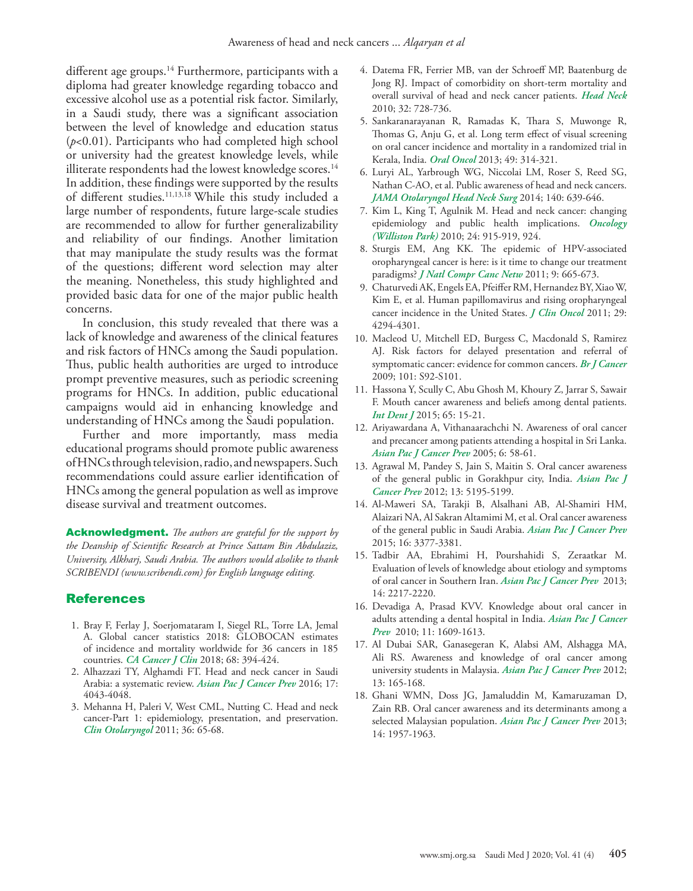different age groups.[14] Furthermore, participants with a diploma had greater knowledge regarding tobacco and excessive alcohol use as a potential risk factor. Similarly, in a Saudi study, there was a significant association between the level of knowledge and education status ($p<0.01$). Participants who had completed high school or university had the greatest knowledge levels, while illiterate respondents had the lowest knowledge scores.[14] In addition, these findings were supported by the results of different studies.[11,13,18] While this study included a large number of respondents, future large-scale studies are recommended to allow for further generalizability and reliability of our findings. Another limitation that may manipulate the study results was the format of the questions; different word selection may alter the meaning. Nonetheless, this study highlighted and provided basic data for one of the major public health concerns.

In conclusion, this study revealed that there was a lack of knowledge and awareness of the clinical features and risk factors of HNCs among the Saudi population. Thus, public health authorities are urged to introduce prompt preventive measures, such as periodic screening programs for HNCs. In addition, public educational campaigns would aid in enhancing knowledge and understanding of HNCs among the Saudi population.

Further and more importantly, mass media educational programs should promote public awareness of HNCs through television, radio, and newspapers. Such recommendations could assure earlier identification of HNCs among the general population as well as improve disease survival and treatment outcomes.

**Acknowledgment.** *The authors are grateful for the support by the Deanship of Scientific Research at Prince Sattam Bin Abdulaziz, University, Alkharj, Saudi Arabia. The authors would alsolike to thank SCRIBENDI (www.scribendi.com) for English language editing.*

## References

1. Bray F, Ferlay J, Soerjomataram I, Siegel RL, Torre LA, Jemal A. Global cancer statistics 2018: GLOBOCAN estimates of incidence and mortality worldwide for 36 cancers in 185 countries. *CA Cancer J Clin* 2018; 68: 394-424.
2. Alhazzazi TY, Alghamdi FT. Head and neck cancer in Saudi Arabia: a systematic review. *Asian Pac J Cancer Prev* 2016; 17: 4043-4048.
3. Mehanna H, Paleri V, West CML, Nutting C. Head and neck cancer-Part 1: epidemiology, presentation, and preservation. *Clin Otolaryngol* 2011; 36: 65-68.
4. Datema FR, Ferrier MB, van der Schroeff MP, Baatenburg de Jong RJ. Impact of comorbidity on short-term mortality and overall survival of head and neck cancer patients. *Head Neck* 2010; 32: 728-736.
5. Sankaranarayanan R, Ramadas K, Thara S, Muwonge R, Thomas G, Anju G, et al. Long term effect of visual screening on oral cancer incidence and mortality in a randomized trial in Kerala, India. *Oral Oncol* 2013; 49: 314-321.
6. Luryi AL, Yarbrough WG, Niccolai LM, Roser S, Reed SG, Nathan C-AO, et al. Public awareness of head and neck cancers. *JAMA Otolaryngol Head Neck Surg* 2014; 140: 639-646.
7. Kim L, King T, Agulnik M. Head and neck cancer: changing epidemiology and public health implications. *Oncology (Williston Park)* 2010; 24: 915-919, 924.
8. Sturgis EM, Ang KK. The epidemic of HPV-associated oropharyngeal cancer is here: is it time to change our treatment paradigms? *J Natl Compr Canc Netw* 2011; 9: 665-673.
9. Chaturvedi AK, Engels EA, Pfeiffer RM, Hernandez BY, Xiao W, Kim E, et al. Human papillomavirus and rising oropharyngeal cancer incidence in the United States. *J Clin Oncol* 2011; 29: 4294-4301.
10. Macleod U, Mitchell ED, Burgess C, Macdonald S, Ramirez AJ. Risk factors for delayed presentation and referral of symptomatic cancer: evidence for common cancers. *Br J Cancer* 2009; 101: S92-S101.
11. Hassona Y, Scully C, Abu Ghosh M, Khoury Z, Jarrar S, Sawair F. Mouth cancer awareness and beliefs among dental patients. *Int Dent J* 2015; 65: 15-21.
12. Ariyawardana A, Vithanaarachchi N. Awareness of oral cancer and precancer among patients attending a hospital in Sri Lanka. *Asian Pac J Cancer Prev* 2005; 6: 58-61.
13. Agrawal M, Pandey S, Jain S, Maitin S. Oral cancer awareness of the general public in Gorakhpur city, India. *Asian Pac J Cancer Prev* 2012; 13: 5195-5199.
14. Al-Maweri SA, Tarakji B, Alsalhani AB, Al-Shamiri HM, Alaizari NA, Al Sakran Altamimi M, et al. Oral cancer awareness of the general public in Saudi Arabia. *Asian Pac J Cancer Prev* 2015; 16: 3377-3381.
15. Tadbir AA, Ebrahimi H, Pourshahidi S, Zeraatkar M. Evaluation of levels of knowledge about etiology and symptoms of oral cancer in Southern Iran. *Asian Pac J Cancer Prev* 2013; 14: 2217-2220.
16. Devadiga A, Prasad KVV. Knowledge about oral cancer in adults attending a dental hospital in India. *Asian Pac J Cancer Prev* 2010; 11: 1609-1613.
17. Al Dubai SAR, Ganasegeran K, Alabsi AM, Alshagga MA, Ali RS. Awareness and knowledge of oral cancer among university students in Malaysia. *Asian Pac J Cancer Prev* 2012; 13: 165-168.
18. Ghani WMN, Doss JG, Jamaluddin M, Kamaruzaman D, Zain RB. Oral cancer awareness and its determinants among a selected Malaysian population. *Asian Pac J Cancer Prev* 2013; 14: 1957-1963.